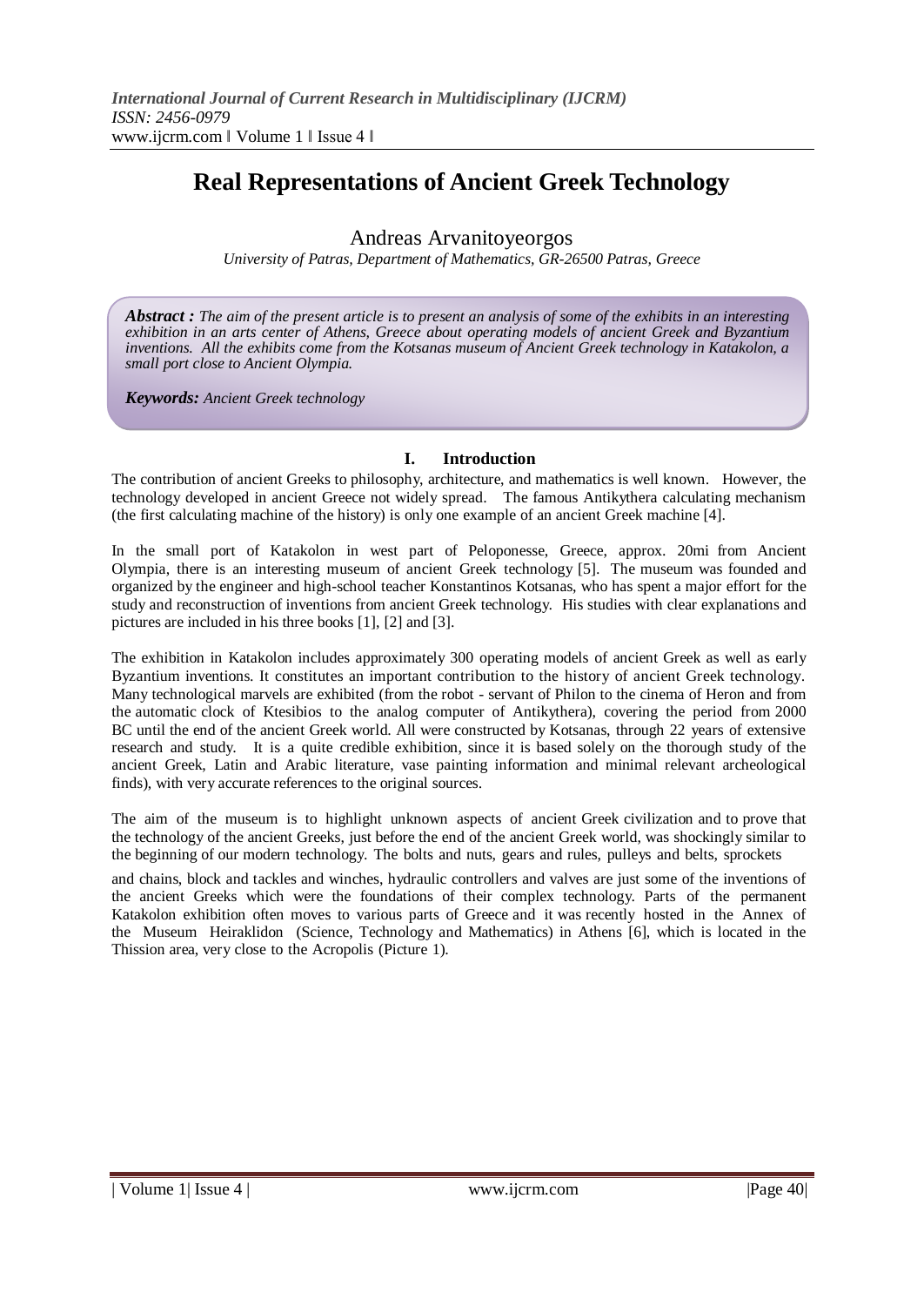# Real Representations of Ancient Greek Technology

Andreas Arvanitoyeorgos

*University of Patras, Department of Mathematics, GR-26500 Patras, Greece*

***Abstract :*** *The aim of the present article is to present an analysis of some of the exhibits in an interesting exhibition in an arts center of Athens, Greece about operating models of ancient Greek and Byzantium inventions. All the exhibits come from the Kotsanas museum of Ancient Greek technology in Katakolon, a small port close to Ancient Olympia.*

***Keywords:*** *Ancient Greek technology*

## I. Introduction

The contribution of ancient Greeks to philosophy, architecture, and mathematics is well known. However, the technology developed in ancient Greece not widely spread. The famous Antikythera calculating mechanism (the first calculating machine of the history) is only one example of an ancient Greek machine [4].

In the small port of Katakolon in west part of Peloponesse, Greece, approx. 20mi from Ancient Olympia, there is an interesting museum of ancient Greek technology [5]. The museum was founded and organized by the engineer and high-school teacher Konstantinos Kotsanas, who has spent a major effort for the study and reconstruction of inventions from ancient Greek technology. His studies with clear explanations and pictures are included in his three books [1], [2] and [3].

The exhibition in Katakolon includes approximately 300 operating models of ancient Greek as well as early Byzantium inventions. It constitutes an important contribution to the history of ancient Greek technology. Many technological marvels are exhibited (from the robot - servant of Philon to the cinema of Heron and from the automatic clock of Ktesibios to the analog computer of Antikythera), covering the period from 2000 BC until the end of the ancient Greek world. All were constructed by Kotsanas, through 22 years of extensive research and study. It is a quite credible exhibition, since it is based solely on the thorough study of the ancient Greek, Latin and Arabic literature, vase painting information and minimal relevant archeological finds), with very accurate references to the original sources.

The aim of the museum is to highlight unknown aspects of ancient Greek civilization and to prove that the technology of the ancient Greeks, just before the end of the ancient Greek world, was shockingly similar to the beginning of our modern technology. The bolts and nuts, gears and rules, pulleys and belts, sprockets and chains, block and tackles and winches, hydraulic controllers and valves are just some of the inventions of the ancient Greeks which were the foundations of their complex technology. Parts of the permanent Katakolon exhibition often moves to various parts of Greece and it was recently hosted in the Annex of the Museum Heiraklidon (Science, Technology and Mathematics) in Athens [6], which is located in the Thission area, very close to the Acropolis (Picture 1).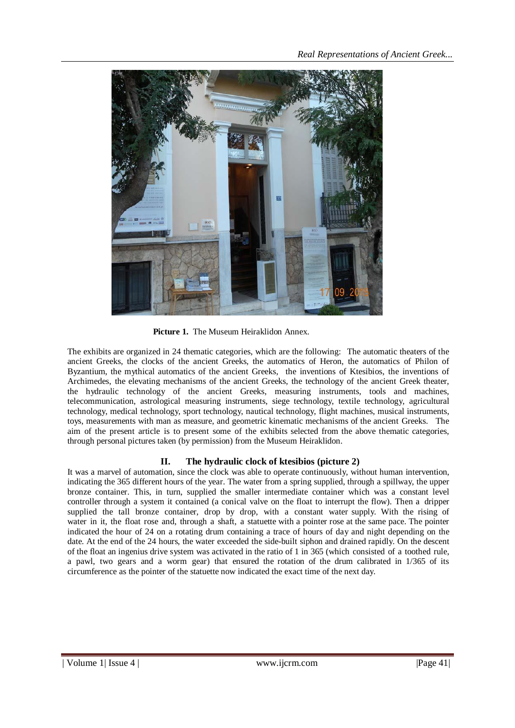**Picture 1.** The Museum Heiraklidon Annex.

The exhibits are organized in 24 thematic categories, which are the following: The automatic theaters of the ancient Greeks, the clocks of the ancient Greeks, the automatics of Heron, the automatics of Philon of Byzantium, the mythical automatics of the ancient Greeks, the inventions of Ktesibios, the inventions of Archimedes, the elevating mechanisms of the ancient Greeks, the technology of the ancient Greek theater, the hydraulic technology of the ancient Greeks, measuring instruments, tools and machines, telecommunication, astrological measuring instruments, siege technology, textile technology, agricultural technology, medical technology, sport technology, nautical technology, flight machines, musical instruments, toys, measurements with man as measure, and geometric kinematic mechanisms of the ancient Greeks. The aim of the present article is to present some of the exhibits selected from the above thematic categories, through personal pictures taken (by permission) from the Museum Heiraklidon.

## II. The hydraulic clock of ktesibios (picture 2)

It was a marvel of automation, since the clock was able to operate continuously, without human intervention, indicating the 365 different hours of the year. The water from a spring supplied, through a spillway, the upper bronze container. This, in turn, supplied the smaller intermediate container which was a constant level controller through a system it contained (a conical valve on the float to interrupt the flow). Then a dripper supplied the tall bronze container, drop by drop, with a constant water supply. With the rising of water in it, the float rose and, through a shaft, a statuette with a pointer rose at the same pace. The pointer indicated the hour of 24 on a rotating drum containing a trace of hours of day and night depending on the date. At the end of the 24 hours, the water exceeded the side-built siphon and drained rapidly. On the descent of the float an ingenius drive system was activated in the ratio of 1 in 365 (which consisted of a toothed rule, a pawl, two gears and a worm gear) that ensured the rotation of the drum calibrated in 1/365 of its circumference as the pointer of the statuette now indicated the exact time of the next day.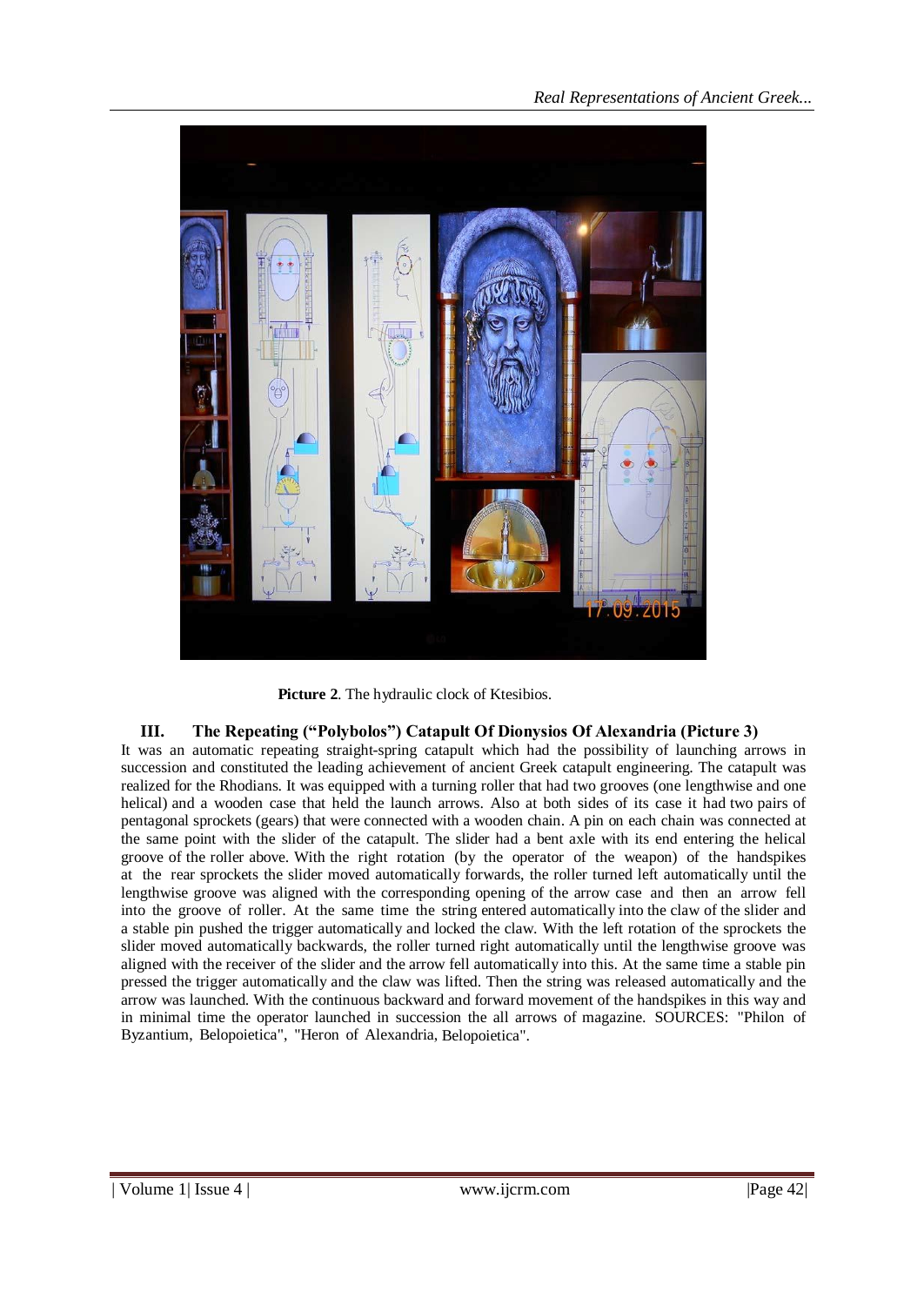**Picture 2**. The hydraulic clock of Ktesibios.

### III. The Repeating ("Polybolos") Catapult Of Dionysios Of Alexandria (Picture 3)

It was an automatic repeating straight-spring catapult which had the possibility of launching arrows in succession and constituted the leading achievement of ancient Greek catapult engineering. The catapult was realized for the Rhodians. It was equipped with a turning roller that had two grooves (one lengthwise and one helical) and a wooden case that held the launch arrows. Also at both sides of its case it had two pairs of pentagonal sprockets (gears) that were connected with a wooden chain. A pin on each chain was connected at the same point with the slider of the catapult. The slider had a bent axle with its end entering the helical groove of the roller above. With the right rotation (by the operator of the weapon) of the handspikes at the rear sprockets the slider moved automatically forwards, the roller turned left automatically until the lengthwise groove was aligned with the corresponding opening of the arrow case and then an arrow fell into the groove of roller. At the same time the string entered automatically into the claw of the slider and a stable pin pushed the trigger automatically and locked the claw. With the left rotation of the sprockets the slider moved automatically backwards, the roller turned right automatically until the lengthwise groove was aligned with the receiver of the slider and the arrow fell automatically into this. At the same time a stable pin pressed the trigger automatically and the claw was lifted. Then the string was released automatically and the arrow was launched. With the continuous backward and forward movement of the handspikes in this way and in minimal time the operator launched in succession the all arrows of magazine. SOURCES: "Philon of Byzantium, Belopoietica", "Heron of Alexandria, Belopoietica".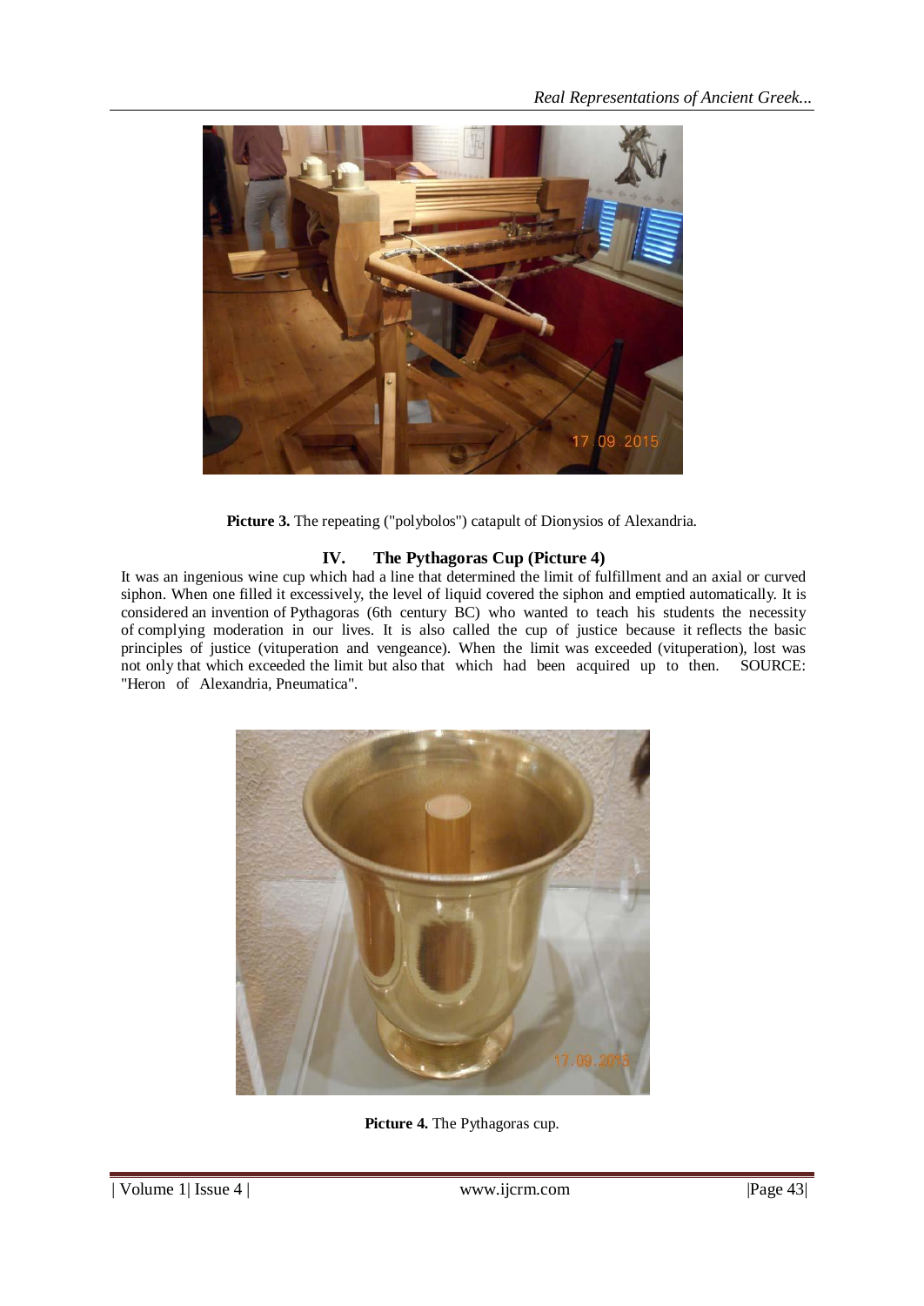**Picture 3.** The repeating ("polybolos") catapult of Dionysios of Alexandria.

## IV. The Pythagoras Cup (Picture 4)

It was an ingenious wine cup which had a line that determined the limit of fulfillment and an axial or curved siphon. When one filled it excessively, the level of liquid covered the siphon and emptied automatically. It is considered an invention of Pythagoras (6th century BC) who wanted to teach his students the necessity of complying moderation in our lives. It is also called the cup of justice because it reflects the basic principles of justice (vituperation and vengeance). When the limit was exceeded (vituperation), lost was not only that which exceeded the limit but also that which had been acquired up to then. SOURCE: "Heron of Alexandria, Pneumatica".

**Picture 4.** The Pythagoras cup.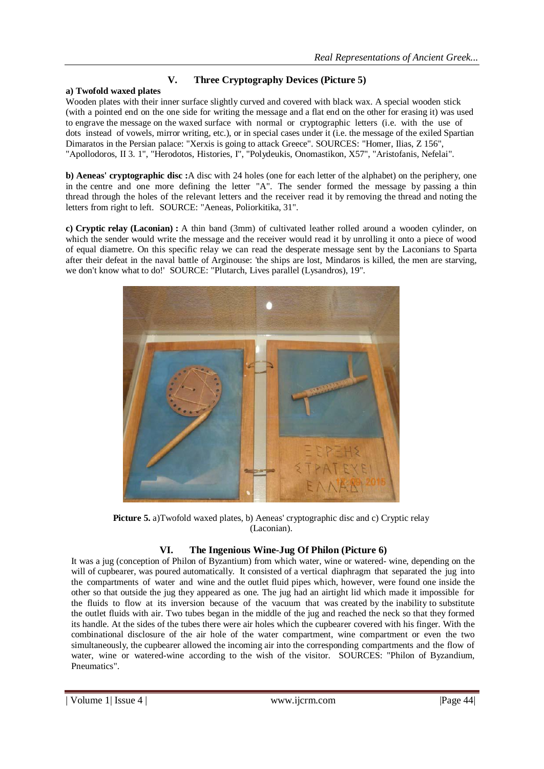## V. Three Cryptography Devices (Picture 5)

**a) Twofold waxed plates**

Wooden plates with their inner surface slightly curved and covered with black wax. A special wooden stick (with a pointed end on the one side for writing the message and a flat end on the other for erasing it) was used to engrave the message on the waxed surface with normal or cryptographic letters (i.e. with the use of dots instead of vowels, mirror writing, etc.), or in special cases under it (i.e. the message of the exiled Spartian Dimaratos in the Persian palace: "Xerxis is going to attack Greece". SOURCES: "Homer, Ilias, Z 156", "Apollodoros, II 3. 1", "Herodotos, Histories, I", "Polydeukis, Onomastikon, X57", "Aristofanis, Nefelai".

**b) Aeneas' cryptographic disc :** A disc with 24 holes (one for each letter of the alphabet) on the periphery, one in the centre and one more defining the letter "A". The sender formed the message by passing a thin thread through the holes of the relevant letters and the receiver read it by removing the thread and noting the letters from right to left. SOURCE: "Aeneas, Poliorkitika, 31".

**c) Cryptic relay (Laconian) :** A thin band (3mm) of cultivated leather rolled around a wooden cylinder, on which the sender would write the message and the receiver would read it by unrolling it onto a piece of wood of equal diametre. On this specific relay we can read the desperate message sent by the Laconians to Sparta after their defeat in the naval battle of Arginouse: 'the ships are lost, Mindaros is killed, the men are starving, we don't know what to do!' SOURCE: "Plutarch, Lives parallel (Lysandros), 19".

**Picture 5.** a)Twofold waxed plates, b) Aeneas' cryptographic disc and c) Cryptic relay (Laconian).

## VI. The Ingenious Wine-Jug Of Philon (Picture 6)

It was a jug (conception of Philon of Byzantium) from which water, wine or watered- wine, depending on the will of cupbearer, was poured automatically. It consisted of a vertical diaphragm that separated the jug into the compartments of water and wine and the outlet fluid pipes which, however, were found one inside the other so that outside the jug they appeared as one. The jug had an airtight lid which made it impossible for the fluids to flow at its inversion because of the vacuum that was created by the inability to substitute the outlet fluids with air. Two tubes began in the middle of the jug and reached the neck so that they formed its handle. At the sides of the tubes there were air holes which the cupbearer covered with his finger. With the combinational disclosure of the air hole of the water compartment, wine compartment or even the two simultaneously, the cupbearer allowed the incoming air into the corresponding compartments and the flow of water, wine or watered-wine according to the wish of the visitor. SOURCES: "Philon of Byzandium, Pneumatics".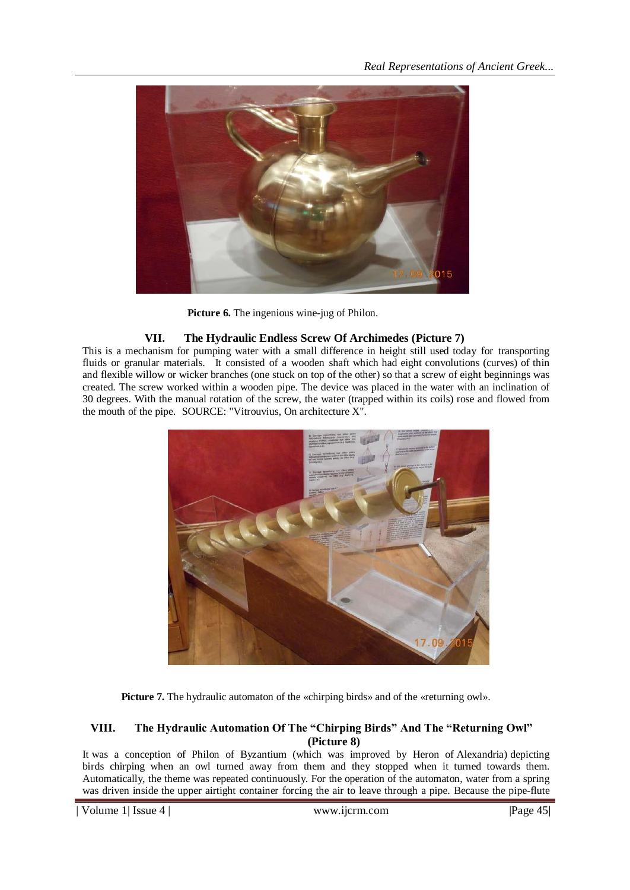**Picture 6.** The ingenious wine-jug of Philon.

## VII. The Hydraulic Endless Screw Of Archimedes (Picture 7)

This is a mechanism for pumping water with a small difference in height still used today for transporting fluids or granular materials. It consisted of a wooden shaft which had eight convolutions (curves) of thin and flexible willow or wicker branches (one stuck on top of the other) so that a screw of eight beginnings was created. The screw worked within a wooden pipe. The device was placed in the water with an inclination of 30 degrees. With the manual rotation of the screw, the water (trapped within its coils) rose and flowed from the mouth of the pipe. SOURCE: "Vitrouvius, On architecture X".

**Picture 7.** The hydraulic automaton of the «chirping birds» and of the «returning owl».

## VIII. The Hydraulic Automation Of The "Chirping Birds" And The "Returning Owl" (Picture 8)

It was a conception of Philon of Byzantium (which was improved by Heron of Alexandria) depicting birds chirping when an owl turned away from them and they stopped when it turned towards them. Automatically, the theme was repeated continuously. For the operation of the automaton, water from a spring was driven inside the upper airtight container forcing the air to leave through a pipe. Because the pipe-flute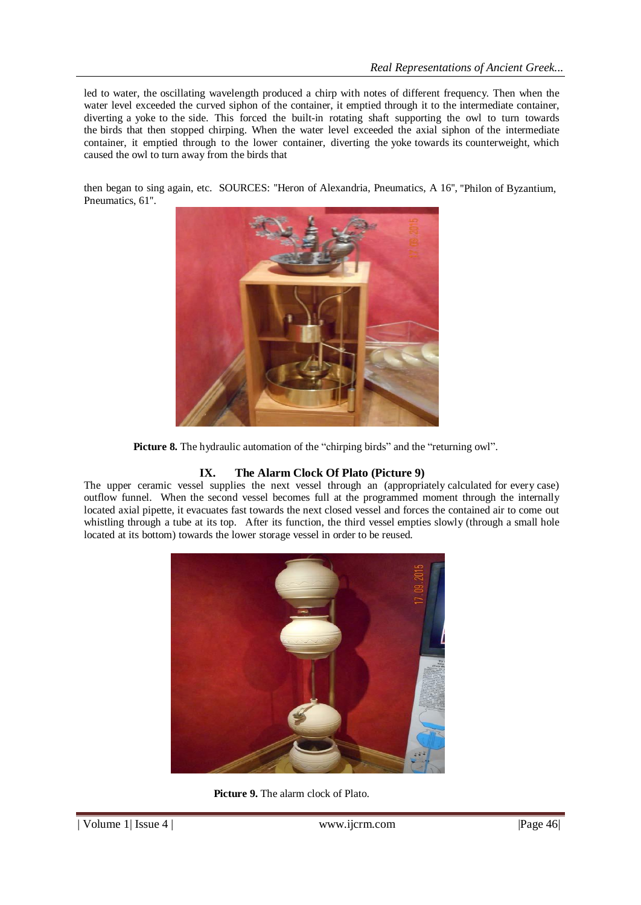led to water, the oscillating wavelength produced a chirp with notes of different frequency. Then when the water level exceeded the curved siphon of the container, it emptied through it to the intermediate container, diverting a yoke to the side. This forced the built-in rotating shaft supporting the owl to turn towards the birds that then stopped chirping. When the water level exceeded the axial siphon of the intermediate container, it emptied through to the lower container, diverting the yoke towards its counterweight, which caused the owl to turn away from the birds that

then began to sing again, etc. SOURCES: "Heron of Alexandria, Pneumatics, A 16", "Philon of Byzantium, Pneumatics, 61".

**Picture 8.** The hydraulic automation of the "chirping birds" and the "returning owl".

## IX. The Alarm Clock Of Plato (Picture 9)

The upper ceramic vessel supplies the next vessel through an (appropriately calculated for every case) outflow funnel. When the second vessel becomes full at the programmed moment through the internally located axial pipette, it evacuates fast towards the next closed vessel and forces the contained air to come out whistling through a tube at its top. After its function, the third vessel empties slowly (through a small hole located at its bottom) towards the lower storage vessel in order to be reused.

**Picture 9.** The alarm clock of Plato.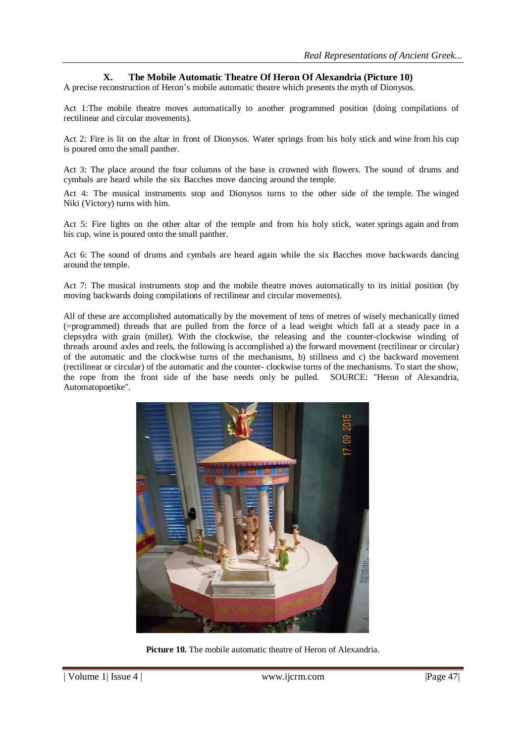## X. The Mobile Automatic Theatre Of Heron Of Alexandria (Picture 10)

A precise reconstruction of Heron's mobile automatic theatre which presents the myth of Dionysos.

Act 1:The mobile theatre moves automatically to another programmed position (doing compilations of rectilinear and circular movements).

Act 2: Fire is lit on the altar in front of Dionysos. Water springs from his holy stick and wine from his cup is poured onto the small panther.

Act 3: The place around the four columns of the base is crowned with flowers. The sound of drums and cymbals are heard while the six Bacches move dancing around the temple.

Act 4: The musical instruments stop and Dionysos turns to the other side of the temple. The winged Niki (Victory) turns with him.

Act 5: Fire lights on the other altar of the temple and from his holy stick, water springs again and from his cup, wine is poured onto the small panther.

Act 6: The sound of drums and cymbals are heard again while the six Bacches move backwards dancing around the temple.

Act 7: The musical instruments stop and the mobile theatre moves automatically to its initial position (by moving backwards doing compilations of rectilinear and circular movements).

All of these are accomplished automatically by the movement of tens of metres of wisely mechanically timed (=programmed) threads that are pulled from the force of a lead weight which fall at a steady pace in a clepsydra with grain (millet). With the clockwise, the releasing and the counter-clockwise winding of threads around axles and reels, the following is accomplished a) the forward movement (rectilinear or circular) of the automatic and the clockwise turns of the mechanisms, b) stillness and c) the backward movement (rectilinear or circular) of the automatic and the counter- clockwise turns of the mechanisms. To start the show, the rope from the front side of the base needs only be pulled. SOURCE: "Heron of Alexandria, Automatopoetike".

**Picture 10.** The mobile automatic theatre of Heron of Alexandria.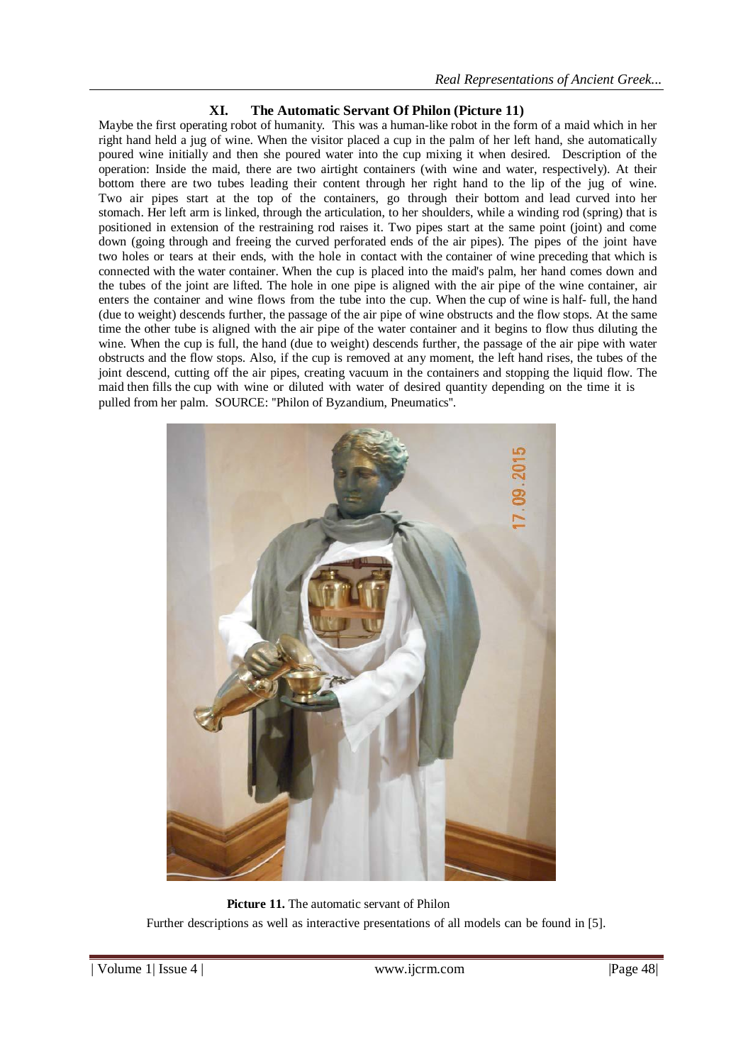## XI. The Automatic Servant Of Philon (Picture 11)

Maybe the first operating robot of humanity. This was a human-like robot in the form of a maid which in her right hand held a jug of wine. When the visitor placed a cup in the palm of her left hand, she automatically poured wine initially and then she poured water into the cup mixing it when desired. Description of the operation: Inside the maid, there are two airtight containers (with wine and water, respectively). At their bottom there are two tubes leading their content through her right hand to the lip of the jug of wine. Two air pipes start at the top of the containers, go through their bottom and lead curved into her stomach. Her left arm is linked, through the articulation, to her shoulders, while a winding rod (spring) that is positioned in extension of the restraining rod raises it. Two pipes start at the same point (joint) and come down (going through and freeing the curved perforated ends of the air pipes). The pipes of the joint have two holes or tears at their ends, with the hole in contact with the container of wine preceding that which is connected with the water container. When the cup is placed into the maid's palm, her hand comes down and the tubes of the joint are lifted. The hole in one pipe is aligned with the air pipe of the wine container, air enters the container and wine flows from the tube into the cup. When the cup of wine is half- full, the hand (due to weight) descends further, the passage of the air pipe of wine obstructs and the flow stops. At the same time the other tube is aligned with the air pipe of the water container and it begins to flow thus diluting the wine. When the cup is full, the hand (due to weight) descends further, the passage of the air pipe with water obstructs and the flow stops. Also, if the cup is removed at any moment, the left hand rises, the tubes of the joint descend, cutting off the air pipes, creating vacuum in the containers and stopping the liquid flow. The maid then fills the cup with wine or diluted with water of desired quantity depending on the time it is pulled from her palm. SOURCE: "Philon of Byzandium, Pneumatics".

**Picture 11.** The automatic servant of Philon

Further descriptions as well as interactive presentations of all models can be found in [5].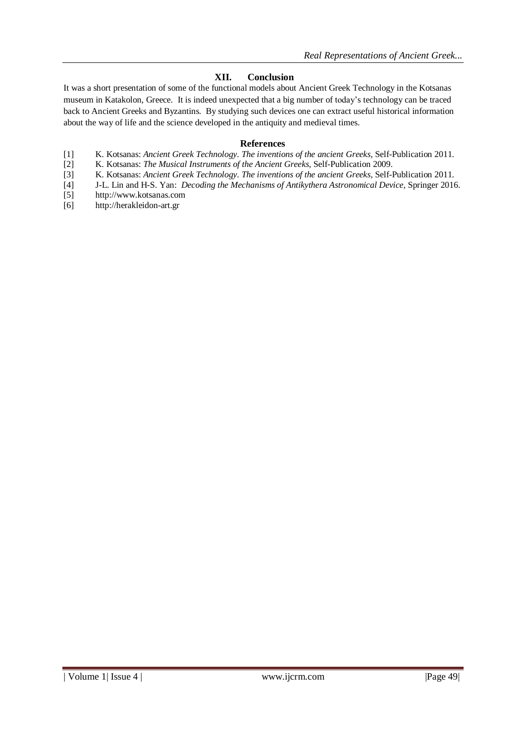## XII. Conclusion

It was a short presentation of some of the functional models about Ancient Greek Technology in the Kotsanas museum in Katakolon, Greece. It is indeed unexpected that a big number of today's technology can be traced back to Ancient Greeks and Byzantins. By studying such devices one can extract useful historical information about the way of life and the science developed in the antiquity and medieval times.

## References

[1] K. Kotsanas: *Ancient Greek Technology. The inventions of the ancient Greeks,* Self-Publication 2011.

[2] K. Kotsanas: *The Musical Instruments of the Ancient Greeks,* Self-Publication 2009.

[3] K. Kotsanas: *Ancient Greek Technology. The inventions of the ancient Greeks,* Self-Publication 2011.

[4] J-L. Lin and H-S. Yan: *Decoding the Mechanisms of Antikythera Astronomical Device,* Springer 2016.

[5] http://www.kotsanas.com

[6] http://herakleidon-art.gr